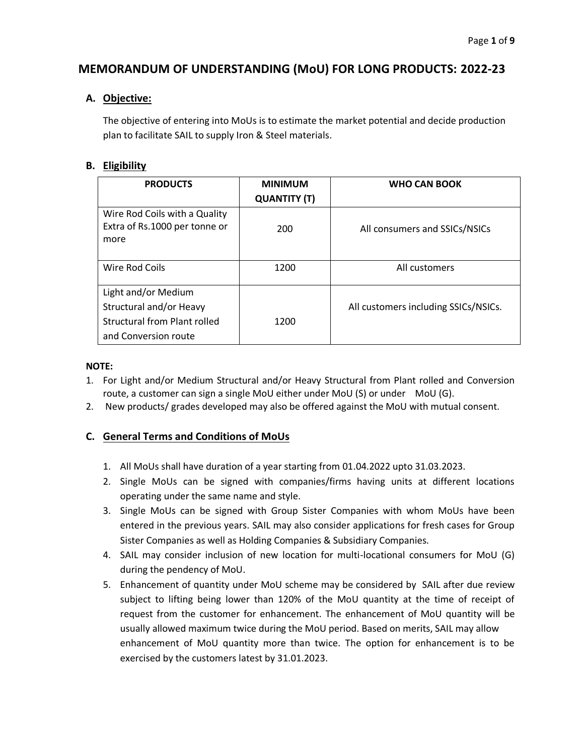# MEMORANDUM OF UNDERSTANDING (MoU) FOR LONG PRODUCTS: 2022-23

## A. Objective:

The objective of entering into MoUs is to estimate the market potential and decide production plan to facilitate SAIL to supply Iron & Steel materials.

## B. Eligibility

| PRODUCTS | MINIMUM QUANTITY (T) | WHO CAN BOOK |
| --- | --- | --- |
| Wire Rod Coils with a Quality Extra of Rs.1000 per tonne or more | 200 | All consumers and SSICs/NSICs |
| Wire Rod Coils | 1200 | All customers |
| Light and/or Medium Structural and/or Heavy Structural from Plant rolled and Conversion route | 1200 | All customers including SSICs/NSICs. |

**NOTE:**

1. For Light and/or Medium Structural and/or Heavy Structural from Plant rolled and Conversion route, a customer can sign a single MoU either under MoU (S) or under MoU (G).
2. New products/ grades developed may also be offered against the MoU with mutual consent.

## C. General Terms and Conditions of MoUs

1. All MoUs shall have duration of a year starting from 01.04.2022 upto 31.03.2023.
2. Single MoUs can be signed with companies/firms having units at different locations operating under the same name and style.
3. Single MoUs can be signed with Group Sister Companies with whom MoUs have been entered in the previous years. SAIL may also consider applications for fresh cases for Group Sister Companies as well as Holding Companies & Subsidiary Companies.
4. SAIL may consider inclusion of new location for multi-locational consumers for MoU (G) during the pendency of MoU.
5. Enhancement of quantity under MoU scheme may be considered by SAIL after due review subject to lifting being lower than 120% of the MoU quantity at the time of receipt of request from the customer for enhancement. The enhancement of MoU quantity will be usually allowed maximum twice during the MoU period. Based on merits, SAIL may allow enhancement of MoU quantity more than twice. The option for enhancement is to be exercised by the customers latest by 31.01.2023.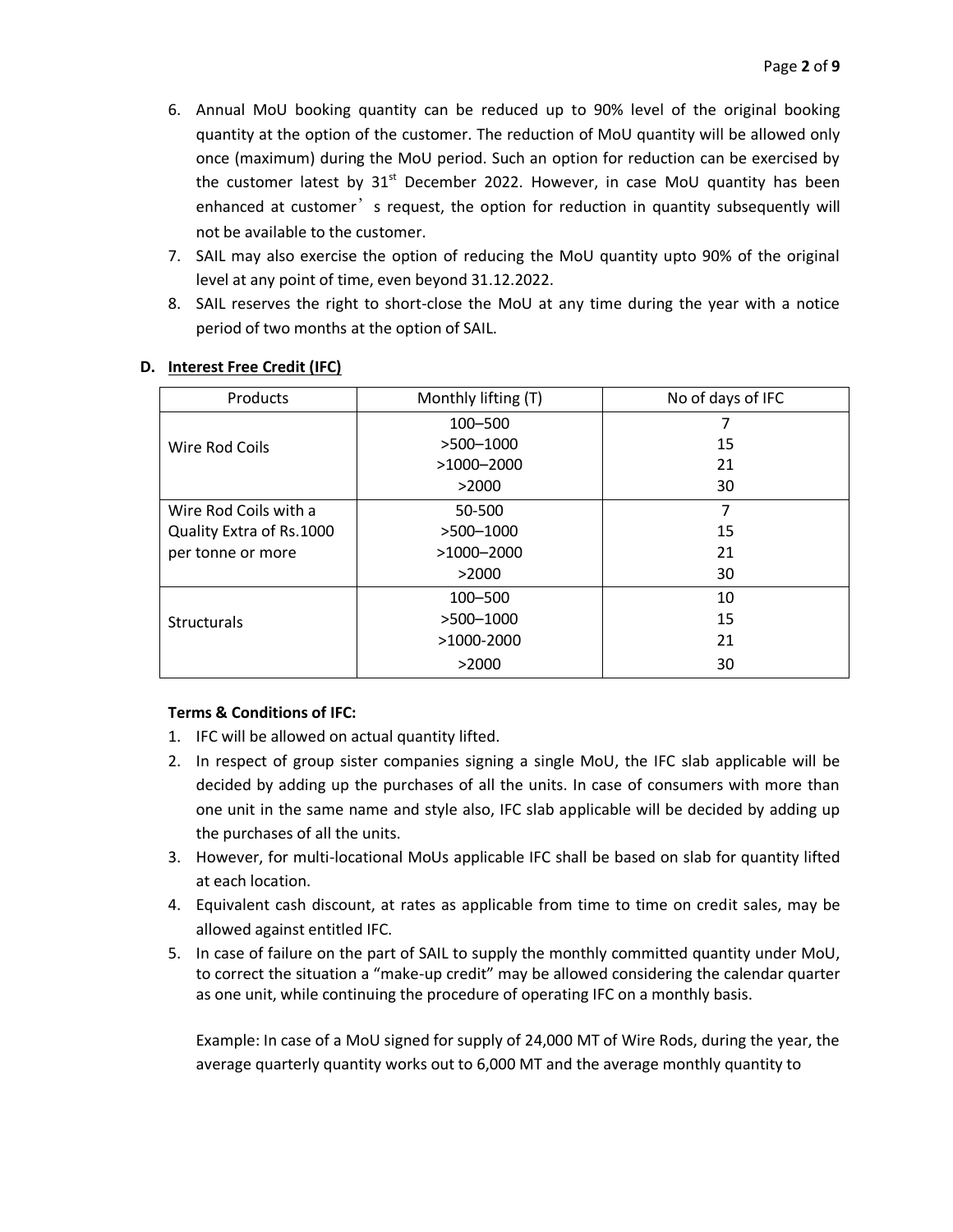6. Annual MoU booking quantity can be reduced up to 90% level of the original booking quantity at the option of the customer. The reduction of MoU quantity will be allowed only once (maximum) during the MoU period. Such an option for reduction can be exercised by the customer latest by 31st December 2022. However, in case MoU quantity has been enhanced at customer's request, the option for reduction in quantity subsequently will not be available to the customer.
7. SAIL may also exercise the option of reducing the MoU quantity upto 90% of the original level at any point of time, even beyond 31.12.2022.
8. SAIL reserves the right to short-close the MoU at any time during the year with a notice period of two months at the option of SAIL.

### D. Interest Free Credit (IFC)

| Products | Monthly lifting (T) | No of days of IFC |
|---|---|---|
| Wire Rod Coils | 100–500 | 7 |
| | >500–1000 | 15 |
| | >1000–2000 | 21 |
| | >2000 | 30 |
| Wire Rod Coils with a Quality Extra of Rs.1000 per tonne or more | 50-500 | 7 |
| | >500–1000 | 15 |
| | >1000–2000 | 21 |
| | >2000 | 30 |
| Structurals | 100–500 | 10 |
| | >500–1000 | 15 |
| | >1000-2000 | 21 |
| | >2000 | 30 |

**Terms & Conditions of IFC:**

1. IFC will be allowed on actual quantity lifted.
2. In respect of group sister companies signing a single MoU, the IFC slab applicable will be decided by adding up the purchases of all the units. In case of consumers with more than one unit in the same name and style also, IFC slab applicable will be decided by adding up the purchases of all the units.
3. However, for multi-locational MoUs applicable IFC shall be based on slab for quantity lifted at each location.
4. Equivalent cash discount, at rates as applicable from time to time on credit sales, may be allowed against entitled IFC.
5. In case of failure on the part of SAIL to supply the monthly committed quantity under MoU, to correct the situation a "make-up credit" may be allowed considering the calendar quarter as one unit, while continuing the procedure of operating IFC on a monthly basis.

   Example: In case of a MoU signed for supply of 24,000 MT of Wire Rods, during the year, the average quarterly quantity works out to 6,000 MT and the average monthly quantity to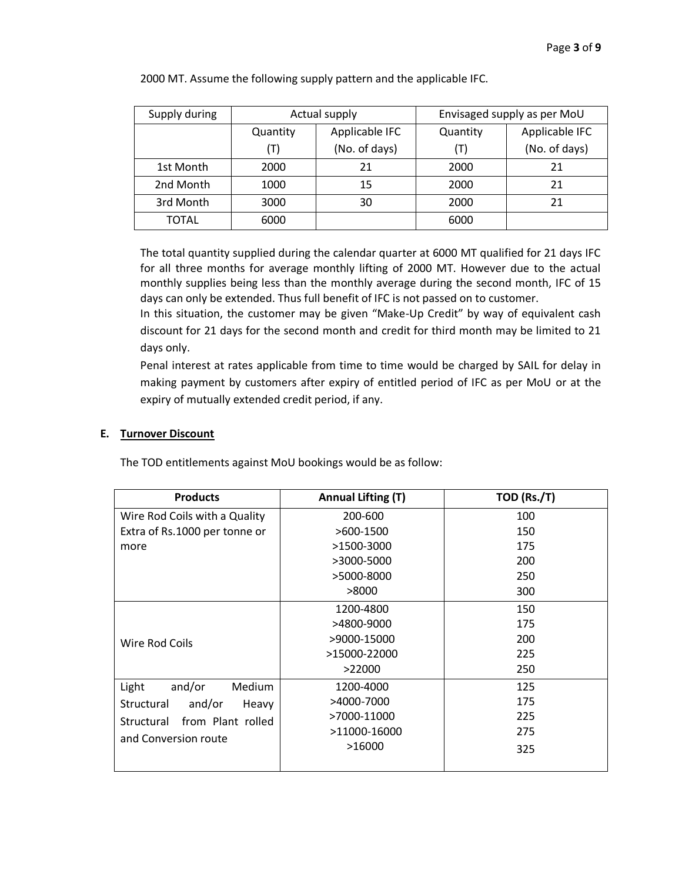2000 MT. Assume the following supply pattern and the applicable IFC.

| Supply during | Actual supply | | Envisaged supply as per MoU | |
|---|---|---|---|---|
| | Quantity (T) | Applicable IFC (No. of days) | Quantity (T) | Applicable IFC (No. of days) |
| 1st Month | 2000 | 21 | 2000 | 21 |
| 2nd Month | 1000 | 15 | 2000 | 21 |
| 3rd Month | 3000 | 30 | 2000 | 21 |
| TOTAL | 6000 | | 6000 | |

The total quantity supplied during the calendar quarter at 6000 MT qualified for 21 days IFC for all three months for average monthly lifting of 2000 MT. However due to the actual monthly supplies being less than the monthly average during the second month, IFC of 15 days can only be extended. Thus full benefit of IFC is not passed on to customer.

In this situation, the customer may be given "Make-Up Credit" by way of equivalent cash discount for 21 days for the second month and credit for third month may be limited to 21 days only.

Penal interest at rates applicable from time to time would be charged by SAIL for delay in making payment by customers after expiry of entitled period of IFC as per MoU or at the expiry of mutually extended credit period, if any.

**E. <u>Turnover Discount</u>**

The TOD entitlements against MoU bookings would be as follow:

| Products | Annual Lifting (T) | TOD (Rs./T) |
|---|---|---|
| Wire Rod Coils with a Quality Extra of Rs.1000 per tonne or more | 200-600 | 100 |
| | >600-1500 | 150 |
| | >1500-3000 | 175 |
| | >3000-5000 | 200 |
| | >5000-8000 | 250 |
| | >8000 | 300 |
| Wire Rod Coils | 1200-4800 | 150 |
| | >4800-9000 | 175 |
| | >9000-15000 | 200 |
| | >15000-22000 | 225 |
| | >22000 | 250 |
| Light and/or Medium Structural and/or Heavy Structural from Plant rolled and Conversion route | 1200-4000 | 125 |
| | >4000-7000 | 175 |
| | >7000-11000 | 225 |
| | >11000-16000 | 275 |
| | >16000 | 325 |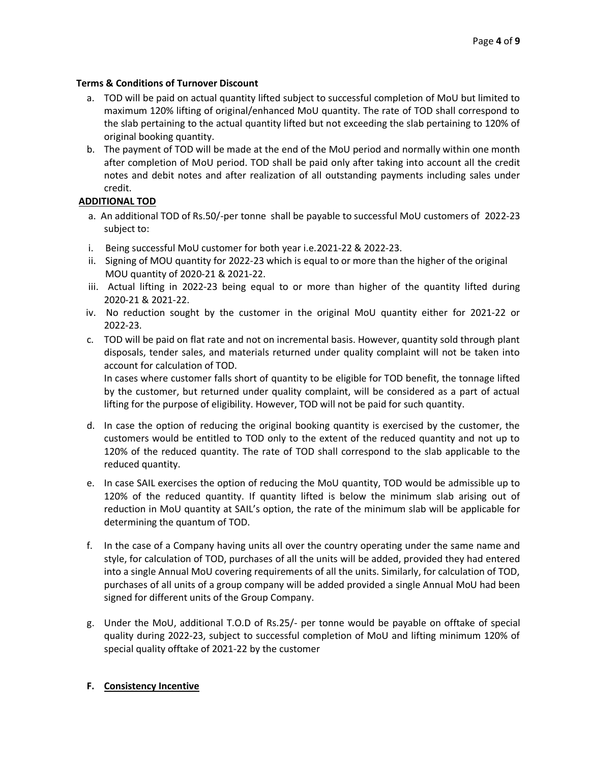**Terms & Conditions of Turnover Discount**

a. TOD will be paid on actual quantity lifted subject to successful completion of MoU but limited to maximum 120% lifting of original/enhanced MoU quantity. The rate of TOD shall correspond to the slab pertaining to the actual quantity lifted but not exceeding the slab pertaining to 120% of original booking quantity.
b. The payment of TOD will be made at the end of the MoU period and normally within one month after completion of MoU period. TOD shall be paid only after taking into account all the credit notes and debit notes and after realization of all outstanding payments including sales under credit.

**ADDITIONAL TOD**

a. An additional TOD of Rs.50/-per tonne shall be payable to successful MoU customers of 2022-23 subject to:

i. Being successful MoU customer for both year i.e.2021-22 & 2022-23.
ii. Signing of MOU quantity for 2022-23 which is equal to or more than the higher of the original MOU quantity of 2020-21 & 2021-22.
iii. Actual lifting in 2022-23 being equal to or more than higher of the quantity lifted during 2020-21 & 2021-22.
iv. No reduction sought by the customer in the original MoU quantity either for 2021-22 or 2022-23.

c. TOD will be paid on flat rate and not on incremental basis. However, quantity sold through plant disposals, tender sales, and materials returned under quality complaint will not be taken into account for calculation of TOD.

   In cases where customer falls short of quantity to be eligible for TOD benefit, the tonnage lifted by the customer, but returned under quality complaint, will be considered as a part of actual lifting for the purpose of eligibility. However, TOD will not be paid for such quantity.

d. In case the option of reducing the original booking quantity is exercised by the customer, the customers would be entitled to TOD only to the extent of the reduced quantity and not up to 120% of the reduced quantity. The rate of TOD shall correspond to the slab applicable to the reduced quantity.

e. In case SAIL exercises the option of reducing the MoU quantity, TOD would be admissible up to 120% of the reduced quantity. If quantity lifted is below the minimum slab arising out of reduction in MoU quantity at SAIL's option, the rate of the minimum slab will be applicable for determining the quantum of TOD.

f. In the case of a Company having units all over the country operating under the same name and style, for calculation of TOD, purchases of all the units will be added, provided they had entered into a single Annual MoU covering requirements of all the units. Similarly, for calculation of TOD, purchases of all units of a group company will be added provided a single Annual MoU had been signed for different units of the Group Company.

g. Under the MoU, additional T.O.D of Rs.25/- per tonne would be payable on offtake of special quality during 2022-23, subject to successful completion of MoU and lifting minimum 120% of special quality offtake of 2021-22 by the customer

**F. Consistency Incentive**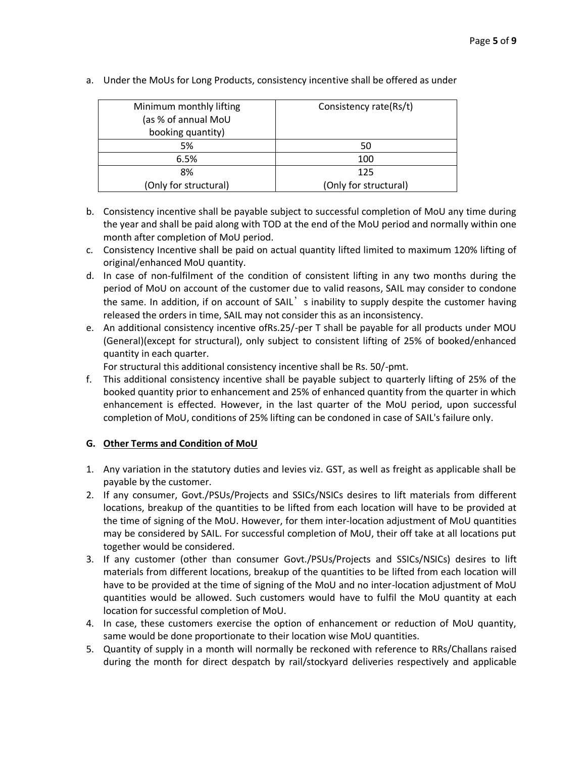a. Under the MoUs for Long Products, consistency incentive shall be offered as under

| Minimum monthly lifting (as % of annual MoU booking quantity) | Consistency rate(Rs/t) |
|---|---|
| 5% | 50 |
| 6.5% | 100 |
| 8% (Only for structural) | 125 (Only for structural) |

b. Consistency incentive shall be payable subject to successful completion of MoU any time during the year and shall be paid along with TOD at the end of the MoU period and normally within one month after completion of MoU period.

c. Consistency Incentive shall be paid on actual quantity lifted limited to maximum 120% lifting of original/enhanced MoU quantity.

d. In case of non-fulfilment of the condition of consistent lifting in any two months during the period of MoU on account of the customer due to valid reasons, SAIL may consider to condone the same. In addition, if on account of SAIL's inability to supply despite the customer having released the orders in time, SAIL may not consider this as an inconsistency.

e. An additional consistency incentive ofRs.25/-per T shall be payable for all products under MOU (General)(except for structural), only subject to consistent lifting of 25% of booked/enhanced quantity in each quarter.

   For structural this additional consistency incentive shall be Rs. 50/-pmt.

f. This additional consistency incentive shall be payable subject to quarterly lifting of 25% of the booked quantity prior to enhancement and 25% of enhanced quantity from the quarter in which enhancement is effected. However, in the last quarter of the MoU period, upon successful completion of MoU, conditions of 25% lifting can be condoned in case of SAIL's failure only.

### G. <u>Other Terms and Condition of MoU</u>

1. Any variation in the statutory duties and levies viz. GST, as well as freight as applicable shall be payable by the customer.
2. If any consumer, Govt./PSUs/Projects and SSICs/NSICs desires to lift materials from different locations, breakup of the quantities to be lifted from each location will have to be provided at the time of signing of the MoU. However, for them inter-location adjustment of MoU quantities may be considered by SAIL. For successful completion of MoU, their off take at all locations put together would be considered.
3. If any customer (other than consumer Govt./PSUs/Projects and SSICs/NSICs) desires to lift materials from different locations, breakup of the quantities to be lifted from each location will have to be provided at the time of signing of the MoU and no inter-location adjustment of MoU quantities would be allowed. Such customers would have to fulfil the MoU quantity at each location for successful completion of MoU.
4. In case, these customers exercise the option of enhancement or reduction of MoU quantity, same would be done proportionate to their location wise MoU quantities.
5. Quantity of supply in a month will normally be reckoned with reference to RRs/Challans raised during the month for direct despatch by rail/stockyard deliveries respectively and applicable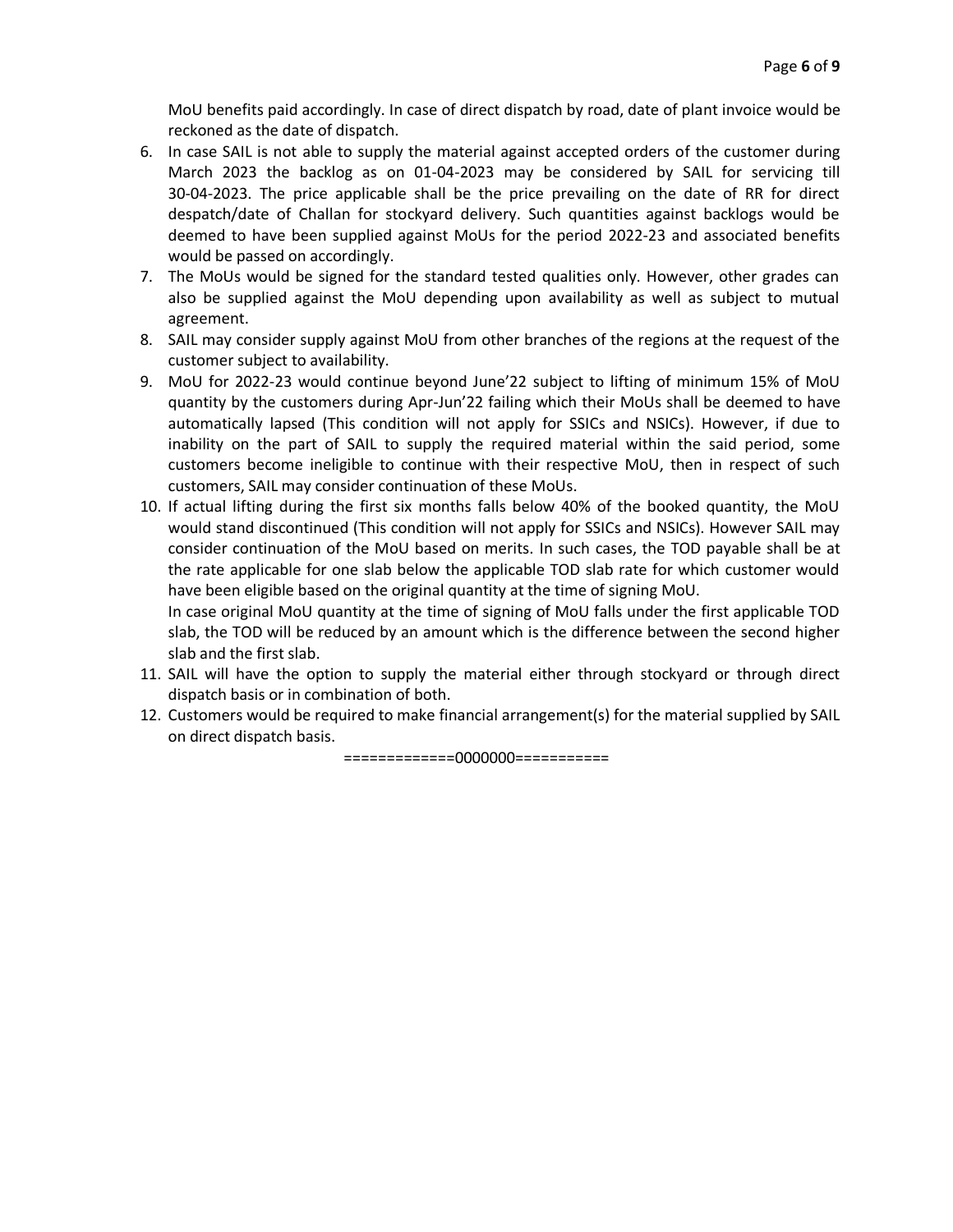MoU benefits paid accordingly. In case of direct dispatch by road, date of plant invoice would be reckoned as the date of dispatch.

6. In case SAIL is not able to supply the material against accepted orders of the customer during March 2023 the backlog as on 01-04-2023 may be considered by SAIL for servicing till 30-04-2023. The price applicable shall be the price prevailing on the date of RR for direct despatch/date of Challan for stockyard delivery. Such quantities against backlogs would be deemed to have been supplied against MoUs for the period 2022-23 and associated benefits would be passed on accordingly.
7. The MoUs would be signed for the standard tested qualities only. However, other grades can also be supplied against the MoU depending upon availability as well as subject to mutual agreement.
8. SAIL may consider supply against MoU from other branches of the regions at the request of the customer subject to availability.
9. MoU for 2022-23 would continue beyond June'22 subject to lifting of minimum 15% of MoU quantity by the customers during Apr-Jun'22 failing which their MoUs shall be deemed to have automatically lapsed (This condition will not apply for SSICs and NSICs). However, if due to inability on the part of SAIL to supply the required material within the said period, some customers become ineligible to continue with their respective MoU, then in respect of such customers, SAIL may consider continuation of these MoUs.
10. If actual lifting during the first six months falls below 40% of the booked quantity, the MoU would stand discontinued (This condition will not apply for SSICs and NSICs). However SAIL may consider continuation of the MoU based on merits. In such cases, the TOD payable shall be at the rate applicable for one slab below the applicable TOD slab rate for which customer would have been eligible based on the original quantity at the time of signing MoU.

    In case original MoU quantity at the time of signing of MoU falls under the first applicable TOD slab, the TOD will be reduced by an amount which is the difference between the second higher slab and the first slab.
11. SAIL will have the option to supply the material either through stockyard or through direct dispatch basis or in combination of both.
12. Customers would be required to make financial arrangement(s) for the material supplied by SAIL on direct dispatch basis.

=============0000000===========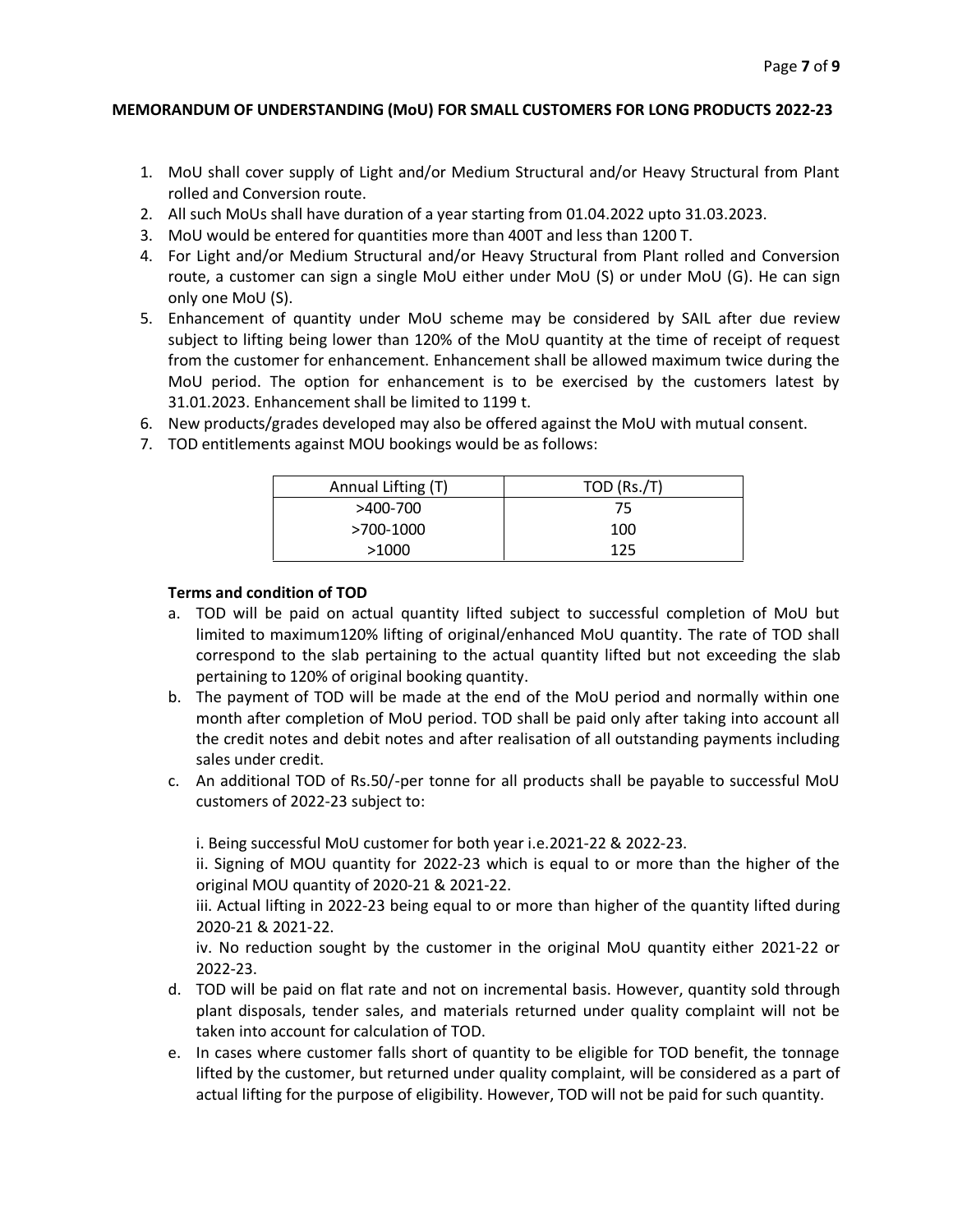**MEMORANDUM OF UNDERSTANDING (MoU) FOR SMALL CUSTOMERS FOR LONG PRODUCTS 2022-23**

1. MoU shall cover supply of Light and/or Medium Structural and/or Heavy Structural from Plant rolled and Conversion route.
2. All such MoUs shall have duration of a year starting from 01.04.2022 upto 31.03.2023.
3. MoU would be entered for quantities more than 400T and less than 1200 T.
4. For Light and/or Medium Structural and/or Heavy Structural from Plant rolled and Conversion route, a customer can sign a single MoU either under MoU (S) or under MoU (G). He can sign only one MoU (S).
5. Enhancement of quantity under MoU scheme may be considered by SAIL after due review subject to lifting being lower than 120% of the MoU quantity at the time of receipt of request from the customer for enhancement. Enhancement shall be allowed maximum twice during the MoU period. The option for enhancement is to be exercised by the customers latest by 31.01.2023. Enhancement shall be limited to 1199 t.
6. New products/grades developed may also be offered against the MoU with mutual consent.
7. TOD entitlements against MOU bookings would be as follows:

| Annual Lifting (T) | TOD (Rs./T) |
|---|---|
| >400-700 | 75 |
| >700-1000 | 100 |
| >1000 | 125 |

**Terms and condition of TOD**

a. TOD will be paid on actual quantity lifted subject to successful completion of MoU but limited to maximum120% lifting of original/enhanced MoU quantity. The rate of TOD shall correspond to the slab pertaining to the actual quantity lifted but not exceeding the slab pertaining to 120% of original booking quantity.

b. The payment of TOD will be made at the end of the MoU period and normally within one month after completion of MoU period. TOD shall be paid only after taking into account all the credit notes and debit notes and after realisation of all outstanding payments including sales under credit.

c. An additional TOD of Rs.50/-per tonne for all products shall be payable to successful MoU customers of 2022-23 subject to:

   i. Being successful MoU customer for both year i.e.2021-22 & 2022-23.

   ii. Signing of MOU quantity for 2022-23 which is equal to or more than the higher of the original MOU quantity of 2020-21 & 2021-22.

   iii. Actual lifting in 2022-23 being equal to or more than higher of the quantity lifted during 2020-21 & 2021-22.

   iv. No reduction sought by the customer in the original MoU quantity either 2021-22 or 2022-23.

d. TOD will be paid on flat rate and not on incremental basis. However, quantity sold through plant disposals, tender sales, and materials returned under quality complaint will not be taken into account for calculation of TOD.

e. In cases where customer falls short of quantity to be eligible for TOD benefit, the tonnage lifted by the customer, but returned under quality complaint, will be considered as a part of actual lifting for the purpose of eligibility. However, TOD will not be paid for such quantity.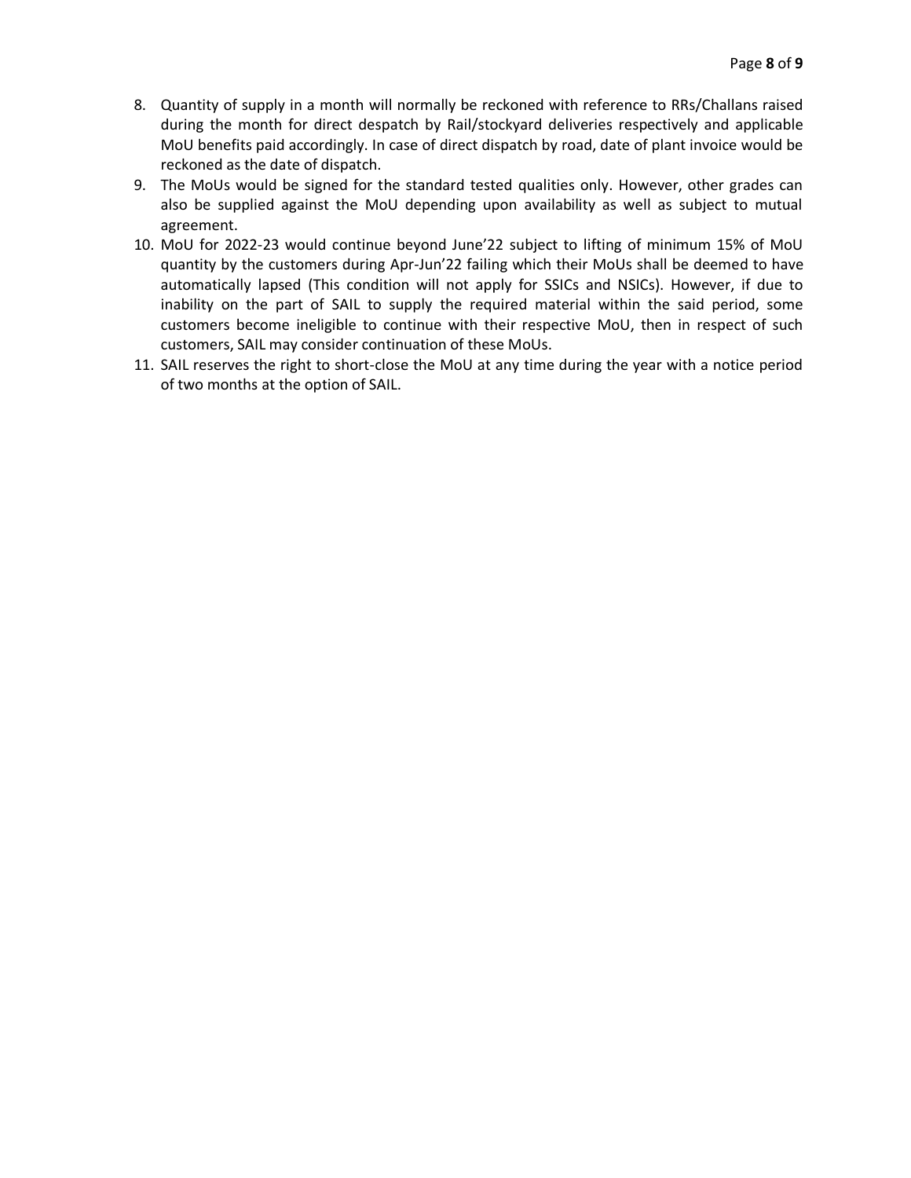8. Quantity of supply in a month will normally be reckoned with reference to RRs/Challans raised during the month for direct despatch by Rail/stockyard deliveries respectively and applicable MoU benefits paid accordingly. In case of direct dispatch by road, date of plant invoice would be reckoned as the date of dispatch.
9. The MoUs would be signed for the standard tested qualities only. However, other grades can also be supplied against the MoU depending upon availability as well as subject to mutual agreement.
10. MoU for 2022-23 would continue beyond June'22 subject to lifting of minimum 15% of MoU quantity by the customers during Apr-Jun'22 failing which their MoUs shall be deemed to have automatically lapsed (This condition will not apply for SSICs and NSICs). However, if due to inability on the part of SAIL to supply the required material within the said period, some customers become ineligible to continue with their respective MoU, then in respect of such customers, SAIL may consider continuation of these MoUs.
11. SAIL reserves the right to short-close the MoU at any time during the year with a notice period of two months at the option of SAIL.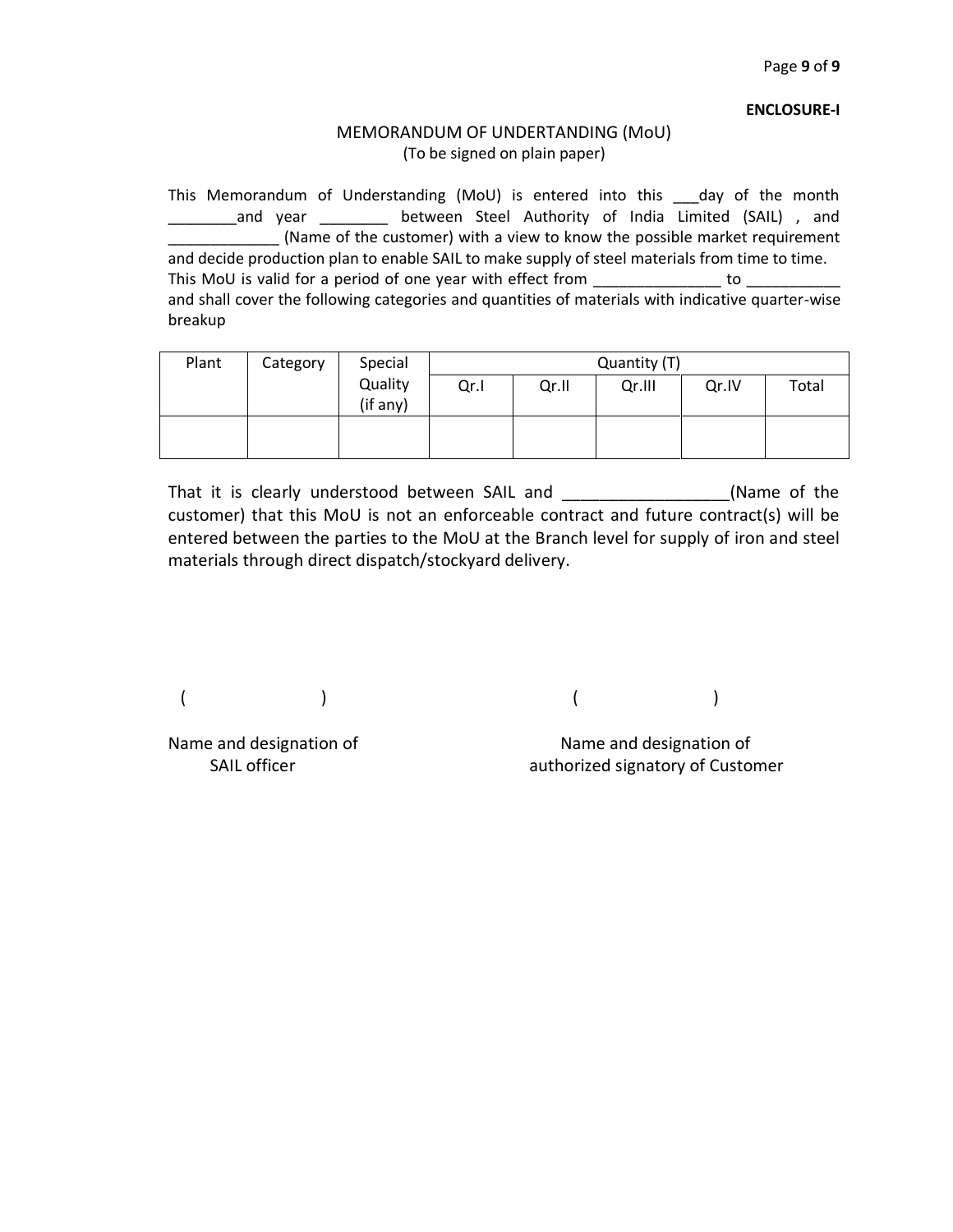**ENCLOSURE-I**

MEMORANDUM OF UNDERTANDING (MoU)
(To be signed on plain paper)

This Memorandum of Understanding (MoU) is entered into this ___day of the month ________and year ________ between Steel Authority of India Limited (SAIL) , and _____________ (Name of the customer) with a view to know the possible market requirement and decide production plan to enable SAIL to make supply of steel materials from time to time. This MoU is valid for a period of one year with effect from _______________ to ___________ and shall cover the following categories and quantities of materials with indicative quarter-wise breakup

| Plant | Category | Special Quality (if any) | Quantity (T) | | | | |
|---|---|---|---|---|---|---|---|
| | | | Qr.I | Qr.II | Qr.III | Qr.IV | Total |
| | | | | | | | |

That it is clearly understood between SAIL and _________________(Name of the customer) that this MoU is not an enforceable contract and future contract(s) will be entered between the parties to the MoU at the Branch level for supply of iron and steel materials through direct dispatch/stockyard delivery.

( )

Name and designation of SAIL officer

( )

Name and designation of authorized signatory of Customer